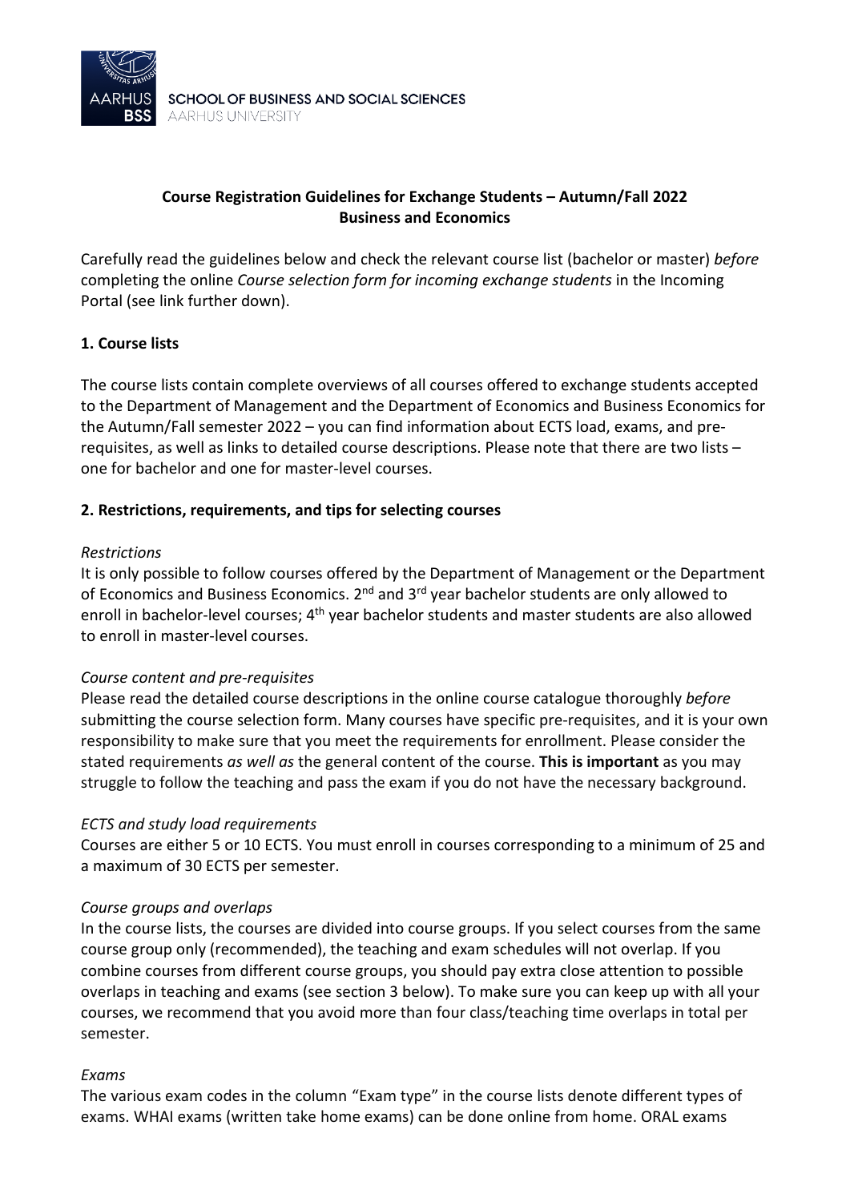**Course Registration Guidelines for Exchange Students – Autumn/Fall 2022**
**Business and Economics**

Carefully read the guidelines below and check the relevant course list (bachelor or master) *before* completing the online *Course selection form for incoming exchange students* in the Incoming Portal (see link further down).

## 1. Course lists

The course lists contain complete overviews of all courses offered to exchange students accepted to the Department of Management and the Department of Economics and Business Economics for the Autumn/Fall semester 2022 – you can find information about ECTS load, exams, and pre-requisites, as well as links to detailed course descriptions. Please note that there are two lists – one for bachelor and one for master-level courses.

## 2. Restrictions, requirements, and tips for selecting courses

*Restrictions*

It is only possible to follow courses offered by the Department of Management or the Department of Economics and Business Economics. 2nd and 3rd year bachelor students are only allowed to enroll in bachelor-level courses; 4th year bachelor students and master students are also allowed to enroll in master-level courses.

*Course content and pre-requisites*

Please read the detailed course descriptions in the online course catalogue thoroughly *before* submitting the course selection form. Many courses have specific pre-requisites, and it is your own responsibility to make sure that you meet the requirements for enrollment. Please consider the stated requirements *as well as* the general content of the course. **This is important** as you may struggle to follow the teaching and pass the exam if you do not have the necessary background.

*ECTS and study load requirements*

Courses are either 5 or 10 ECTS. You must enroll in courses corresponding to a minimum of 25 and a maximum of 30 ECTS per semester.

*Course groups and overlaps*

In the course lists, the courses are divided into course groups. If you select courses from the same course group only (recommended), the teaching and exam schedules will not overlap. If you combine courses from different course groups, you should pay extra close attention to possible overlaps in teaching and exams (see section 3 below). To make sure you can keep up with all your courses, we recommend that you avoid more than four class/teaching time overlaps in total per semester.

*Exams*

The various exam codes in the column "Exam type" in the course lists denote different types of exams. WHAI exams (written take home exams) can be done online from home. ORAL exams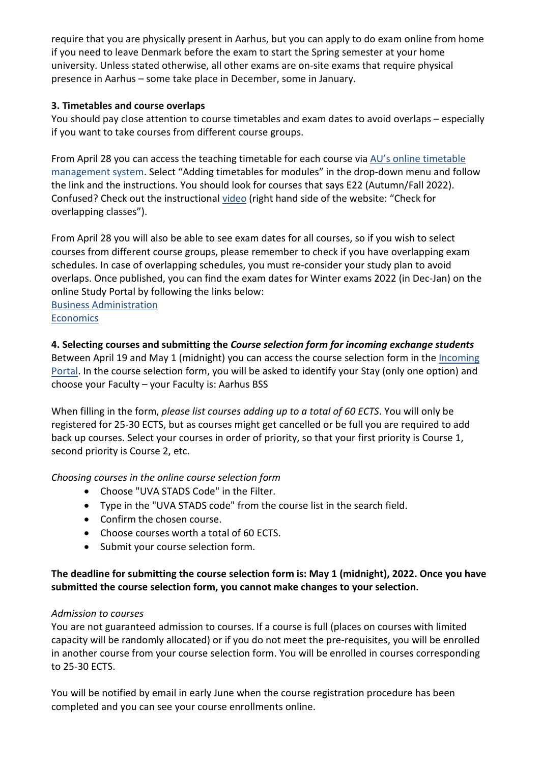require that you are physically present in Aarhus, but you can apply to do exam online from home if you need to leave Denmark before the exam to start the Spring semester at your home university. Unless stated otherwise, all other exams are on-site exams that require physical presence in Aarhus – some take place in December, some in January.

**3. Timetables and course overlaps**

You should pay close attention to course timetables and exam dates to avoid overlaps – especially if you want to take courses from different course groups.

From April 28 you can access the teaching timetable for each course via AU's online timetable management system. Select "Adding timetables for modules" in the drop-down menu and follow the link and the instructions. You should look for courses that says E22 (Autumn/Fall 2022). Confused? Check out the instructional video (right hand side of the website: "Check for overlapping classes").

From April 28 you will also be able to see exam dates for all courses, so if you wish to select courses from different course groups, please remember to check if you have overlapping exam schedules. In case of overlapping schedules, you must re-consider your study plan to avoid overlaps. Once published, you can find the exam dates for Winter exams 2022 (in Dec-Jan) on the online Study Portal by following the links below:

Business Administration
Economics

**4. Selecting courses and submitting the *Course selection form for incoming exchange students***

Between April 19 and May 1 (midnight) you can access the course selection form in the Incoming Portal. In the course selection form, you will be asked to identify your Stay (only one option) and choose your Faculty – your Faculty is: Aarhus BSS

When filling in the form, *please list courses adding up to a total of 60 ECTS*. You will only be registered for 25-30 ECTS, but as courses might get cancelled or be full you are required to add back up courses. Select your courses in order of priority, so that your first priority is Course 1, second priority is Course 2, etc.

*Choosing courses in the online course selection form*

- Choose "UVA STADS Code" in the Filter.
- Type in the "UVA STADS code" from the course list in the search field.
- Confirm the chosen course.
- Choose courses worth a total of 60 ECTS.
- Submit your course selection form.

**The deadline for submitting the course selection form is: May 1 (midnight), 2022. Once you have submitted the course selection form, you cannot make changes to your selection.**

*Admission to courses*

You are not guaranteed admission to courses. If a course is full (places on courses with limited capacity will be randomly allocated) or if you do not meet the pre-requisites, you will be enrolled in another course from your course selection form. You will be enrolled in courses corresponding to 25-30 ECTS.

You will be notified by email in early June when the course registration procedure has been completed and you can see your course enrollments online.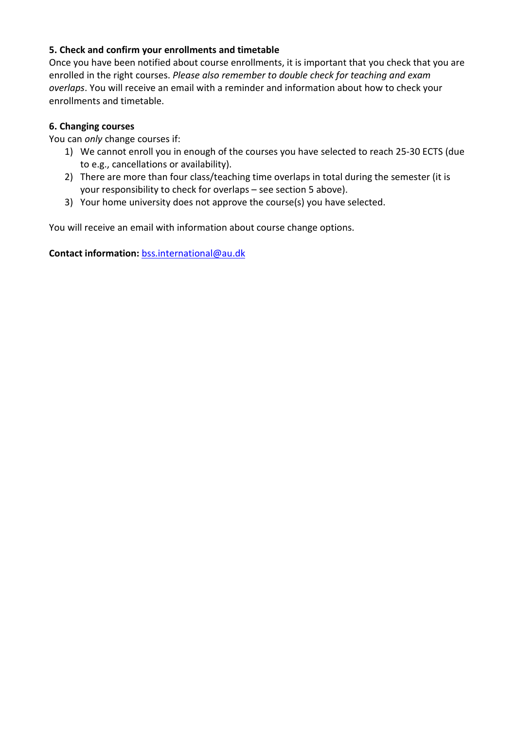**5. Check and confirm your enrollments and timetable**

Once you have been notified about course enrollments, it is important that you check that you are enrolled in the right courses. *Please also remember to double check for teaching and exam overlaps*. You will receive an email with a reminder and information about how to check your enrollments and timetable.

**6. Changing courses**

You can *only* change courses if:

1) We cannot enroll you in enough of the courses you have selected to reach 25-30 ECTS (due to e.g., cancellations or availability).
2) There are more than four class/teaching time overlaps in total during the semester (it is your responsibility to check for overlaps – see section 5 above).
3) Your home university does not approve the course(s) you have selected.

You will receive an email with information about course change options.

**Contact information:** bss.international@au.dk